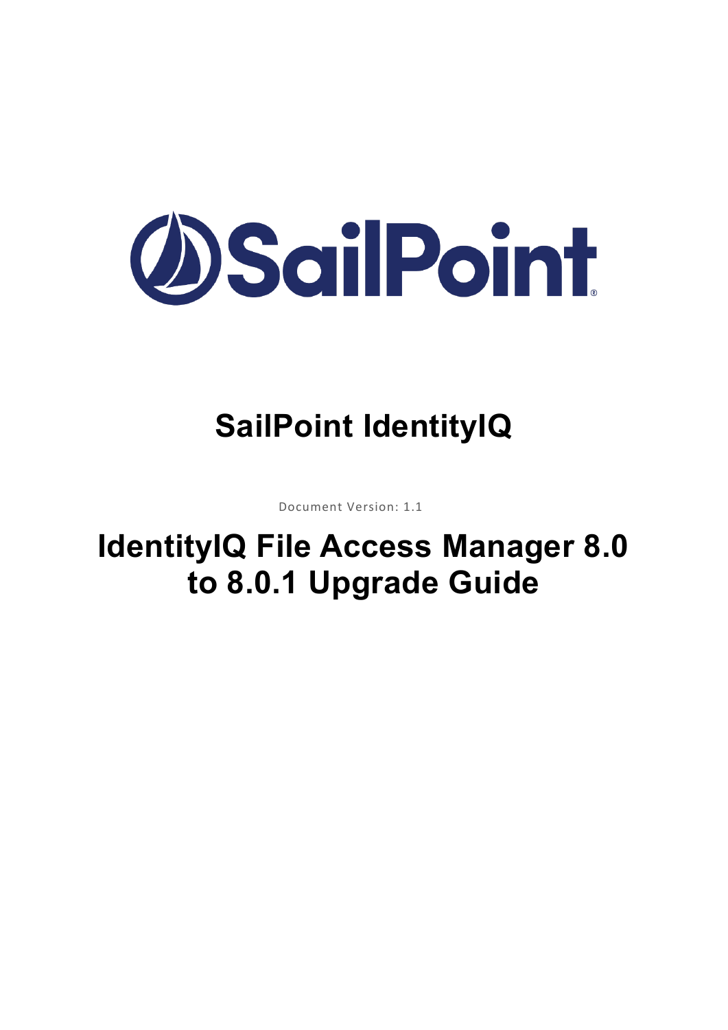SailPoint

# SailPoint IdentityIQ

Document Version: 1.1

# IdentityIQ File Access Manager 8.0 to 8.0.1 Upgrade Guide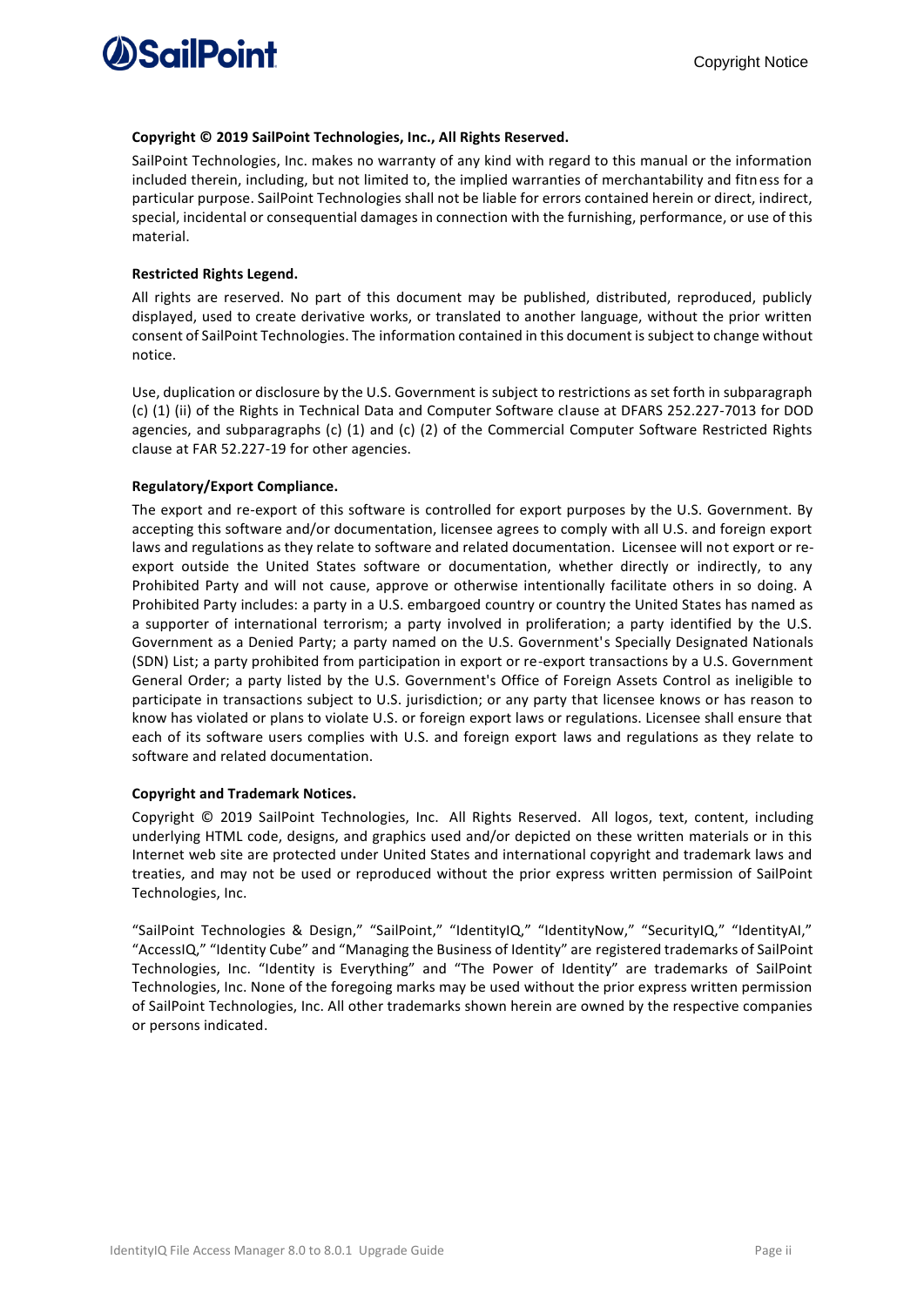**Copyright © 2019 SailPoint Technologies, Inc., All Rights Reserved.**

SailPoint Technologies, Inc. makes no warranty of any kind with regard to this manual or the information included therein, including, but not limited to, the implied warranties of merchantability and fitness for a particular purpose. SailPoint Technologies shall not be liable for errors contained herein or direct, indirect, special, incidental or consequential damages in connection with the furnishing, performance, or use of this material.

**Restricted Rights Legend.**

All rights are reserved. No part of this document may be published, distributed, reproduced, publicly displayed, used to create derivative works, or translated to another language, without the prior written consent of SailPoint Technologies. The information contained in this document is subject to change without notice.

Use, duplication or disclosure by the U.S. Government is subject to restrictions as set forth in subparagraph (c) (1) (ii) of the Rights in Technical Data and Computer Software clause at DFARS 252.227-7013 for DOD agencies, and subparagraphs (c) (1) and (c) (2) of the Commercial Computer Software Restricted Rights clause at FAR 52.227-19 for other agencies.

**Regulatory/Export Compliance.**

The export and re-export of this software is controlled for export purposes by the U.S. Government. By accepting this software and/or documentation, licensee agrees to comply with all U.S. and foreign export laws and regulations as they relate to software and related documentation. Licensee will not export or re-export outside the United States software or documentation, whether directly or indirectly, to any Prohibited Party and will not cause, approve or otherwise intentionally facilitate others in so doing. A Prohibited Party includes: a party in a U.S. embargoed country or country the United States has named as a supporter of international terrorism; a party involved in proliferation; a party identified by the U.S. Government as a Denied Party; a party named on the U.S. Government's Specially Designated Nationals (SDN) List; a party prohibited from participation in export or re-export transactions by a U.S. Government General Order; a party listed by the U.S. Government's Office of Foreign Assets Control as ineligible to participate in transactions subject to U.S. jurisdiction; or any party that licensee knows or has reason to know has violated or plans to violate U.S. or foreign export laws or regulations. Licensee shall ensure that each of its software users complies with U.S. and foreign export laws and regulations as they relate to software and related documentation.

**Copyright and Trademark Notices.**

Copyright © 2019 SailPoint Technologies, Inc. All Rights Reserved. All logos, text, content, including underlying HTML code, designs, and graphics used and/or depicted on these written materials or in this Internet web site are protected under United States and international copyright and trademark laws and treaties, and may not be used or reproduced without the prior express written permission of SailPoint Technologies, Inc.

"SailPoint Technologies & Design," "SailPoint," "IdentityIQ," "IdentityNow," "SecurityIQ," "IdentityAI," "AccessIQ," "Identity Cube" and "Managing the Business of Identity" are registered trademarks of SailPoint Technologies, Inc. "Identity is Everything" and "The Power of Identity" are trademarks of SailPoint Technologies, Inc. None of the foregoing marks may be used without the prior express written permission of SailPoint Technologies, Inc. All other trademarks shown herein are owned by the respective companies or persons indicated.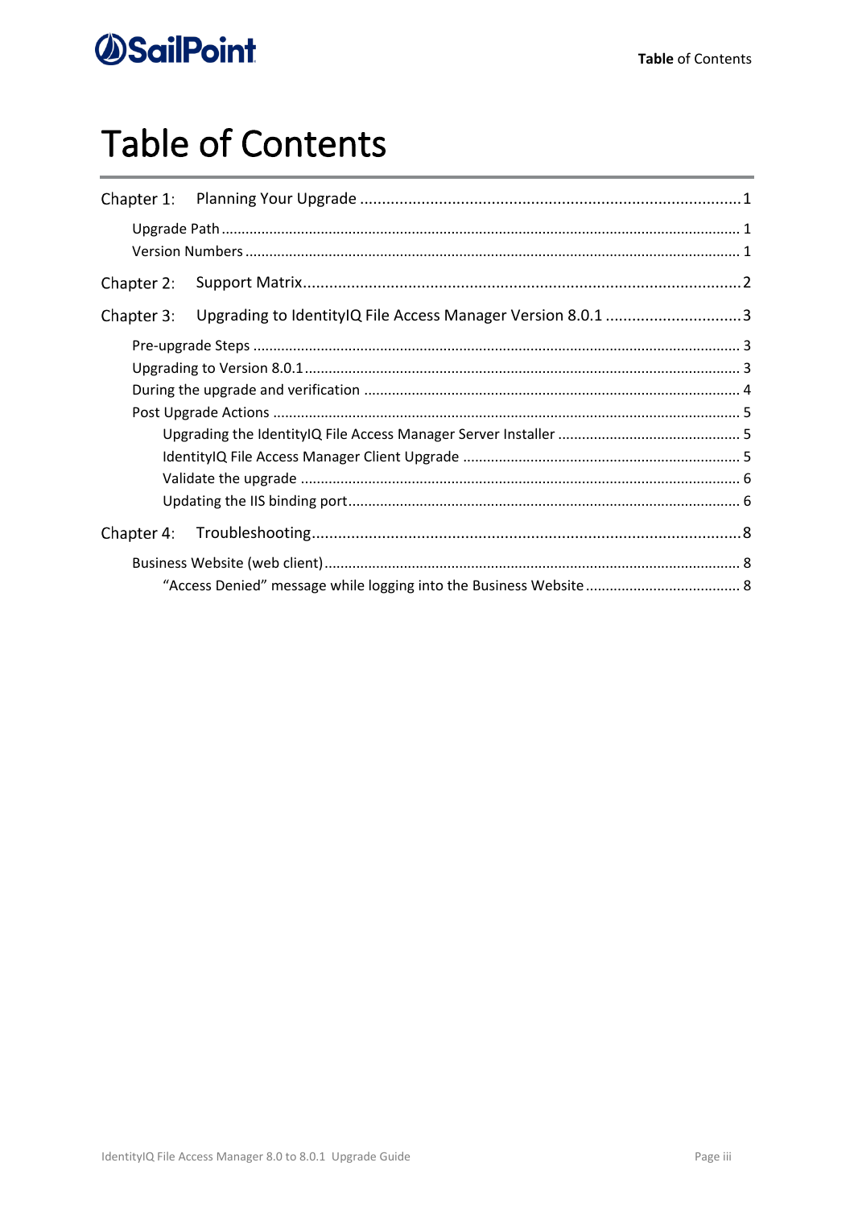# Table of Contents

Chapter 1: Planning Your Upgrade ........................................................................................1

- Upgrade Path ........................................................................................................................ 1
- Version Numbers ................................................................................................................... 1

Chapter 2: Support Matrix....................................................................................................2

Chapter 3: Upgrading to IdentityIQ File Access Manager Version 8.0.1 ................................3

- Pre-upgrade Steps .................................................................................................................. 3
- Upgrading to Version 8.0.1...................................................................................................... 3
- During the upgrade and verification ...................................................................................... 4
- Post Upgrade Actions ............................................................................................................. 5
  - Upgrading the IdentityIQ File Access Manager Server Installer ............................................ 5
  - IdentityIQ File Access Manager Client Upgrade ..................................................................... 5
  - Validate the upgrade ............................................................................................................ 6
  - Updating the IIS binding port................................................................................................. 6

Chapter 4: Troubleshooting...................................................................................................8

- Business Website (web client)................................................................................................. 8
  - “Access Denied” message while logging into the Business Website ...................................... 8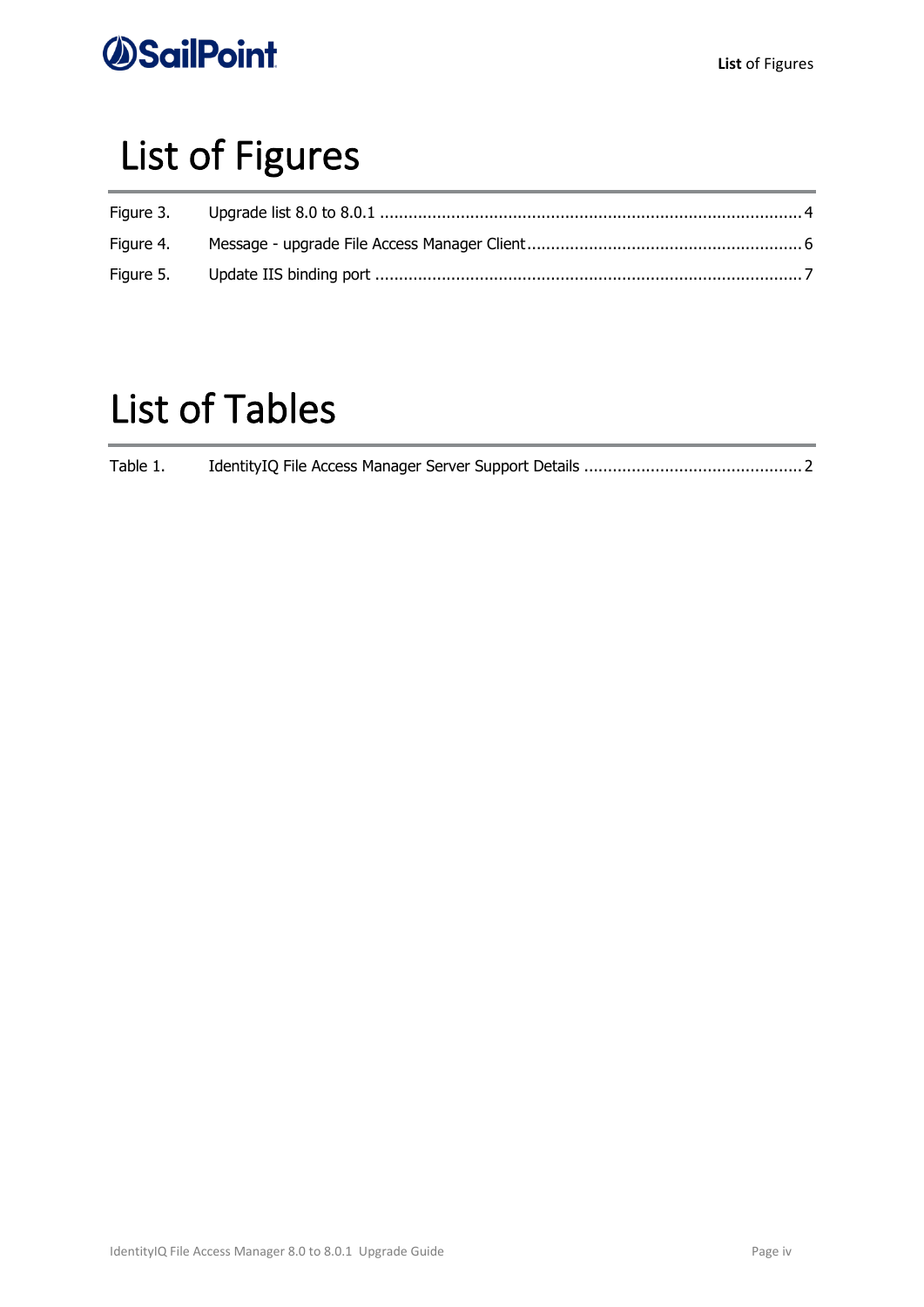# List of Figures

Figure 3. Upgrade list 8.0 to 8.0.1 ........................................................................................ 4

Figure 4. Message - upgrade File Access Manager Client......................................................... 6

Figure 5. Update IIS binding port ........................................................................................ 7

# List of Tables

Table 1. IdentityIQ File Access Manager Server Support Details ............................................. 2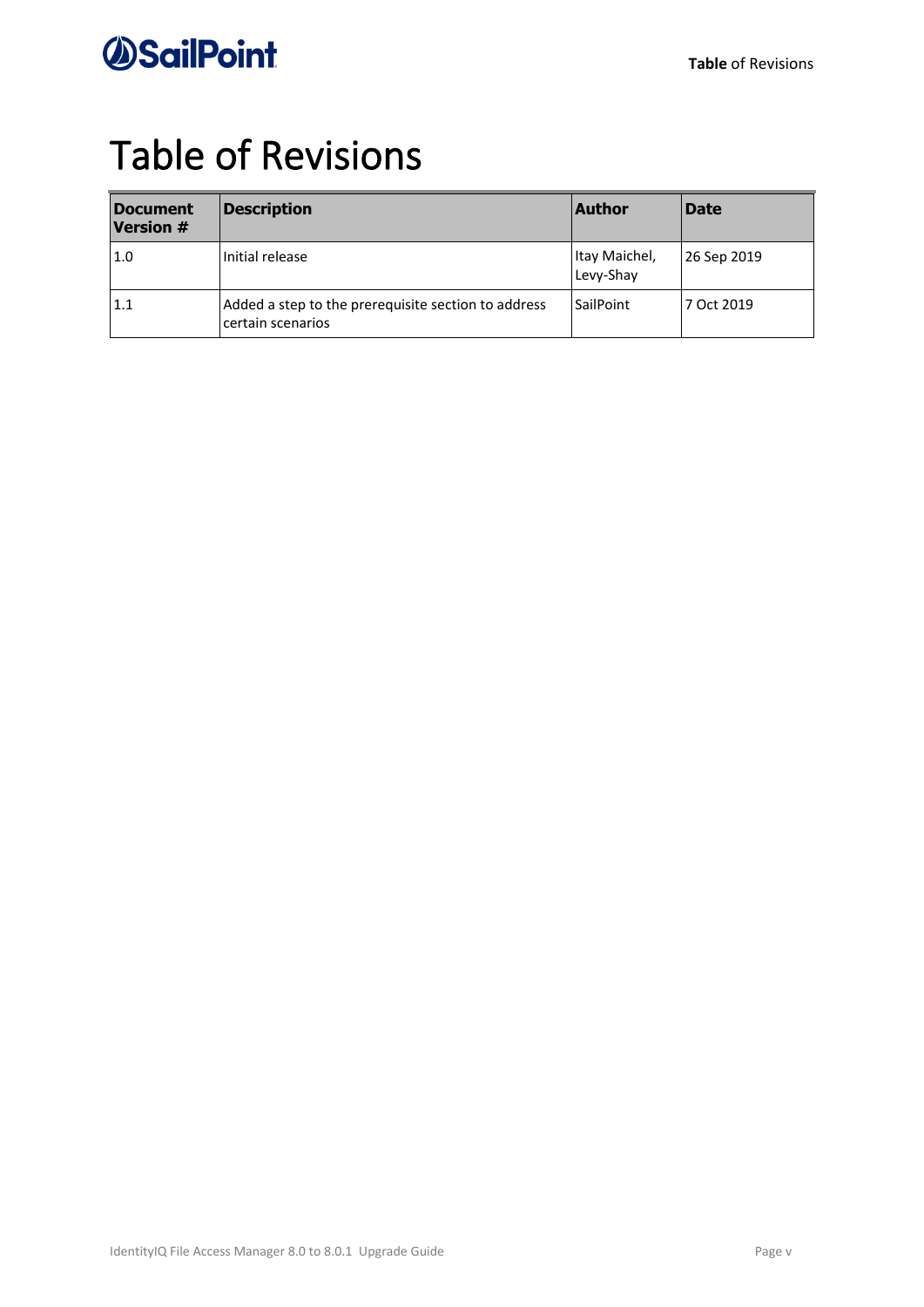# Table of Revisions

| Document Version # | Description | Author | Date |
|---|---|---|---|
| 1.0 | Initial release | Itay Maichel, Levy-Shay | 26 Sep 2019 |
| 1.1 | Added a step to the prerequisite section to address certain scenarios | SailPoint | 7 Oct 2019 |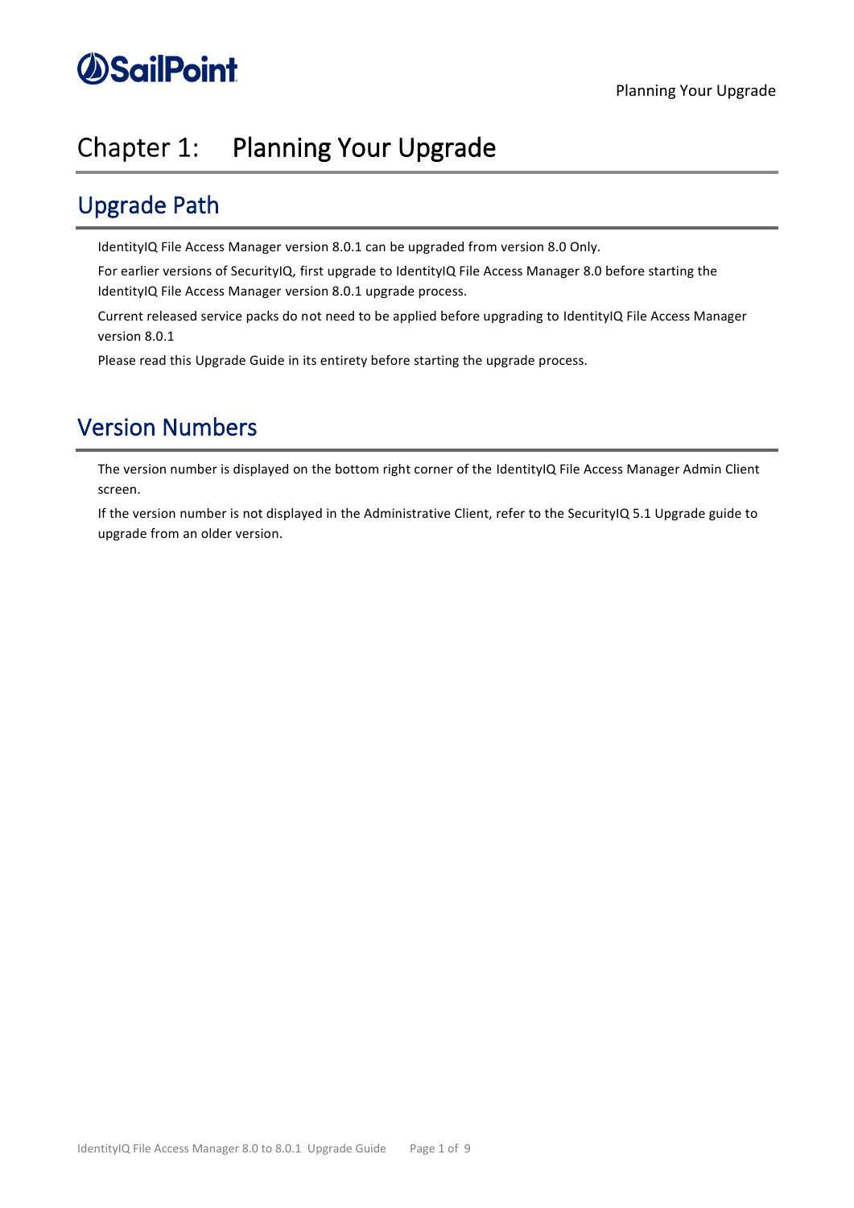# Chapter 1: Planning Your Upgrade

## Upgrade Path

IdentityIQ File Access Manager version 8.0.1 can be upgraded from version 8.0 Only.

For earlier versions of SecurityIQ, first upgrade to IdentityIQ File Access Manager 8.0 before starting the IdentityIQ File Access Manager version 8.0.1 upgrade process.

Current released service packs do not need to be applied before upgrading to IdentityIQ File Access Manager version 8.0.1

Please read this Upgrade Guide in its entirety before starting the upgrade process.

## Version Numbers

The version number is displayed on the bottom right corner of the IdentityIQ File Access Manager Admin Client screen.

If the version number is not displayed in the Administrative Client, refer to the SecurityIQ 5.1 Upgrade guide to upgrade from an older version.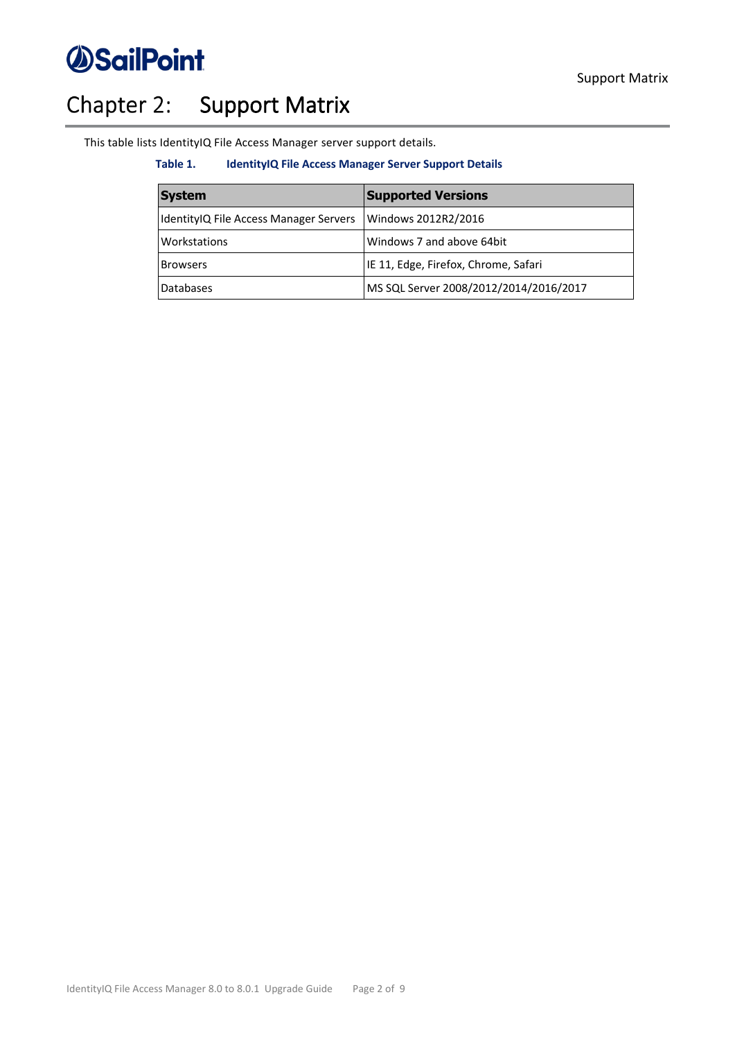# Chapter 2: Support Matrix

This table lists IdentityIQ File Access Manager server support details.

**Table 1. IdentityIQ File Access Manager Server Support Details**

| System | Supported Versions |
|---|---|
| IdentityIQ File Access Manager Servers | Windows 2012R2/2016 |
| Workstations | Windows 7 and above 64bit |
| Browsers | IE 11, Edge, Firefox, Chrome, Safari |
| Databases | MS SQL Server 2008/2012/2014/2016/2017 |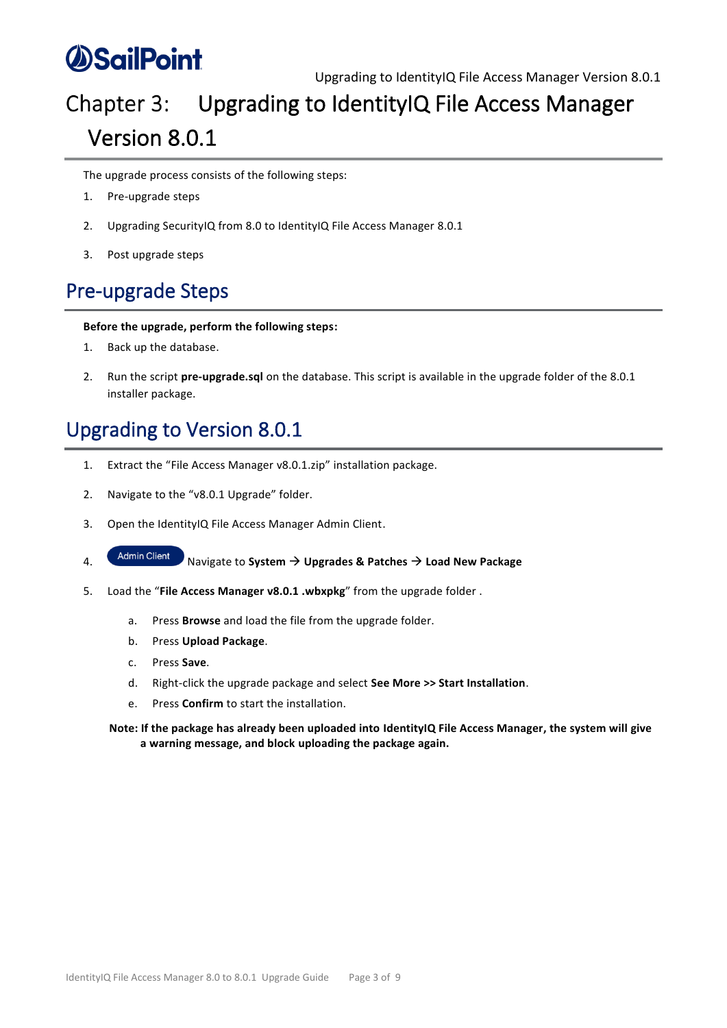# Chapter 3: Upgrading to IdentityIQ File Access Manager Version 8.0.1

The upgrade process consists of the following steps:

1. Pre-upgrade steps
2. Upgrading SecurityIQ from 8.0 to IdentityIQ File Access Manager 8.0.1
3. Post upgrade steps

## Pre-upgrade Steps

**Before the upgrade, perform the following steps:**

1. Back up the database.
2. Run the script **pre-upgrade.sql** on the database. This script is available in the upgrade folder of the 8.0.1 installer package.

## Upgrading to Version 8.0.1

1. Extract the “File Access Manager v8.0.1.zip” installation package.
2. Navigate to the “v8.0.1 Upgrade” folder.
3. Open the IdentityIQ File Access Manager Admin Client.
4. Admin Client Navigate to **System** → **Upgrades & Patches** → **Load New Package**
5. Load the “**File Access Manager v8.0.1 .wbxpkg**” from the upgrade folder .
   a. Press **Browse** and load the file from the upgrade folder.
   b. Press **Upload Package**.
   c. Press **Save**.
   d. Right-click the upgrade package and select **See More >> Start Installation**.
   e. Press **Confirm** to start the installation.

**Note: If the package has already been uploaded into IdentityIQ File Access Manager, the system will give a warning message, and block uploading the package again.**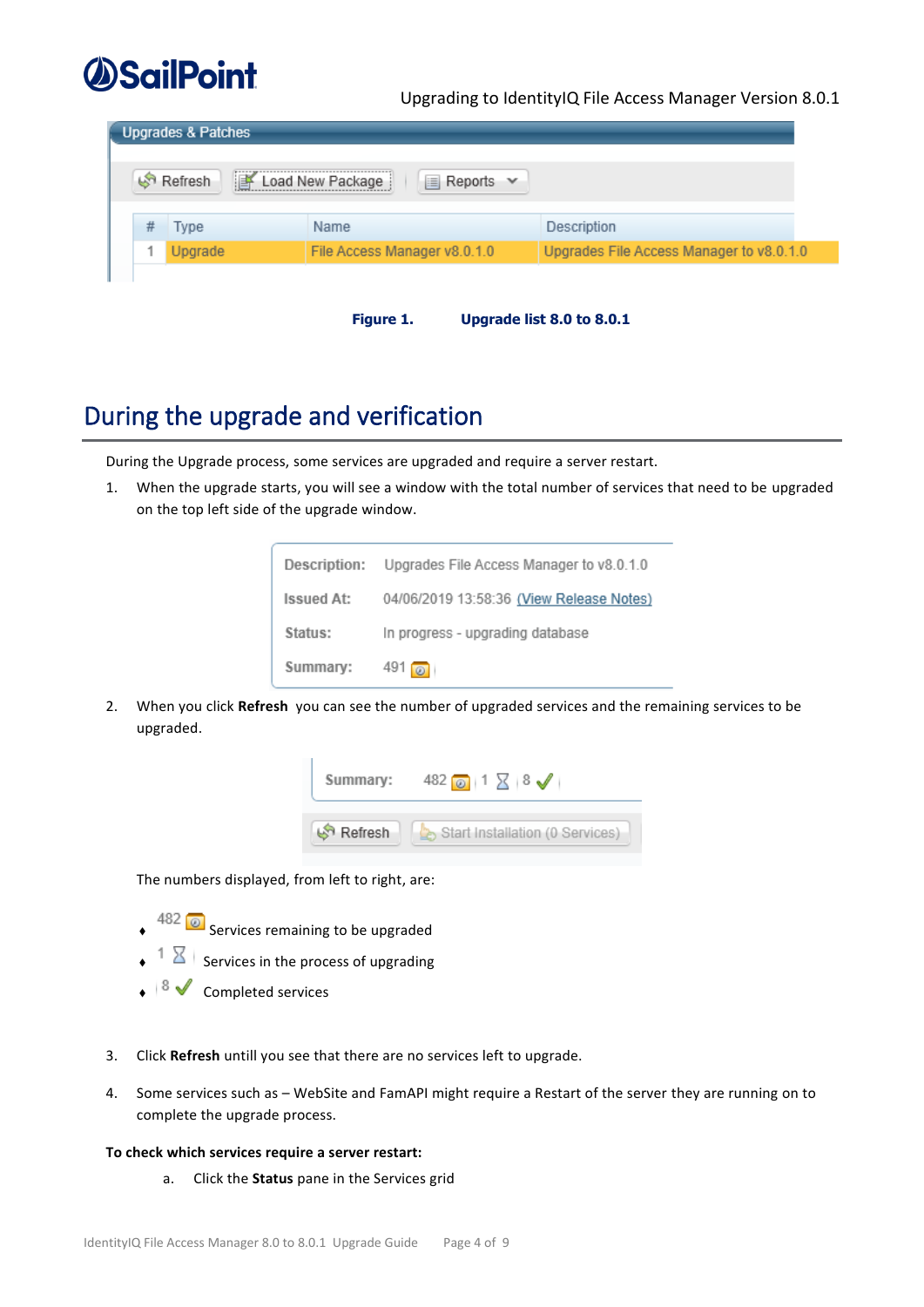Figure 1. Upgrade list 8.0 to 8.0.1

## During the upgrade and verification

During the Upgrade process, some services are upgraded and require a server restart.

1. When the upgrade starts, you will see a window with the total number of services that need to be upgraded on the top left side of the upgrade window.

2. When you click **Refresh** you can see the number of upgraded services and the remaining services to be upgraded.

   The numbers displayed, from left to right, are:

   - 482 Services remaining to be upgraded
   - 1 Services in the process of upgrading
   - 8 Completed services

3. Click **Refresh** untill you see that there are no services left to upgrade.

4. Some services such as – WebSite and FamAPI might require a Restart of the server they are running on to complete the upgrade process.

**To check which services require a server restart:**

a. Click the **Status** pane in the Services grid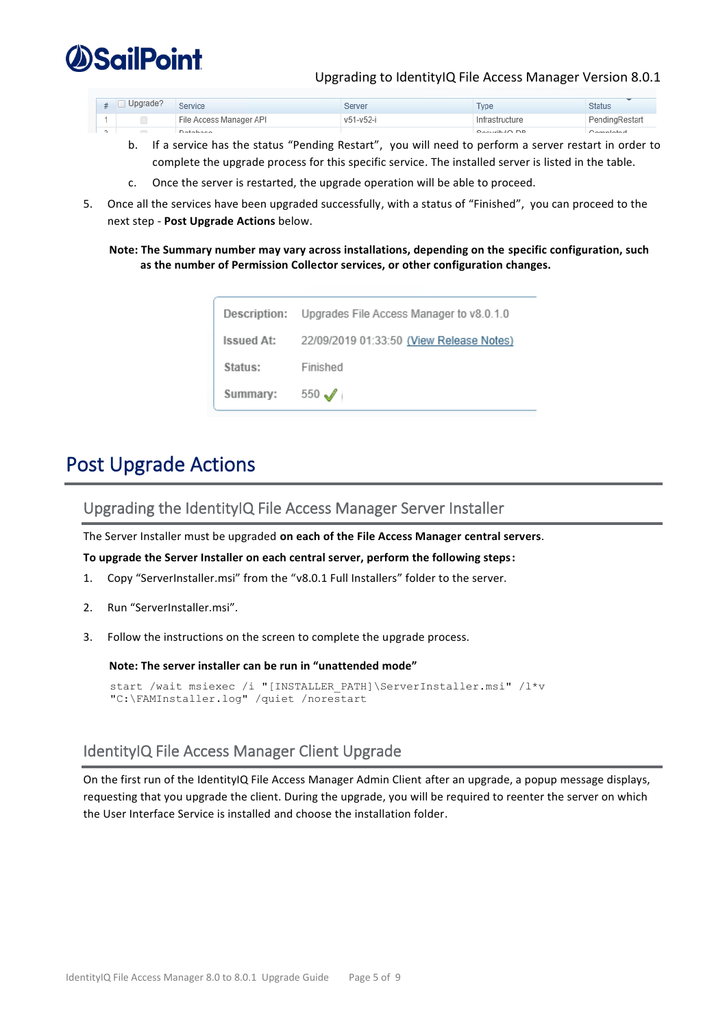| # | Upgrade? | Service | Server | Type | Status |
|---|---|---|---|---|---|
| 1 | | File Access Manager API | v51-v52-i | Infrastructure | PendingRestart |

b. If a service has the status "Pending Restart", you will need to perform a server restart in order to complete the upgrade process for this specific service. The installed server is listed in the table.

c. Once the server is restarted, the upgrade operation will be able to proceed.

5. Once all the services have been upgraded successfully, with a status of "Finished", you can proceed to the next step - **Post Upgrade Actions** below.

**Note: The Summary number may vary across installations, depending on the specific configuration, such as the number of Permission Collector services, or other configuration changes.**

| | |
|---|---|
| Description: | Upgrades File Access Manager to v8.0.1.0 |
| Issued At: | 22/09/2019 01:33:50 (View Release Notes) |
| Status: | Finished |
| Summary: | 550 ✓ |

# Post Upgrade Actions

## Upgrading the IdentityIQ File Access Manager Server Installer

The Server Installer must be upgraded **on each of the File Access Manager central servers**.

**To upgrade the Server Installer on each central server, perform the following steps:**

1. Copy "ServerInstaller.msi" from the "v8.0.1 Full Installers" folder to the server.
2. Run "ServerInstaller.msi".
3. Follow the instructions on the screen to complete the upgrade process.

**Note: The server installer can be run in "unattended mode"**

```
start /wait msiexec /i "[INSTALLER_PATH]\ServerInstaller.msi" /l*v
"C:\FAMInstaller.log" /quiet /norestart
```

## IdentityIQ File Access Manager Client Upgrade

On the first run of the IdentityIQ File Access Manager Admin Client after an upgrade, a popup message displays, requesting that you upgrade the client. During the upgrade, you will be required to reenter the server on which the User Interface Service is installed and choose the installation folder.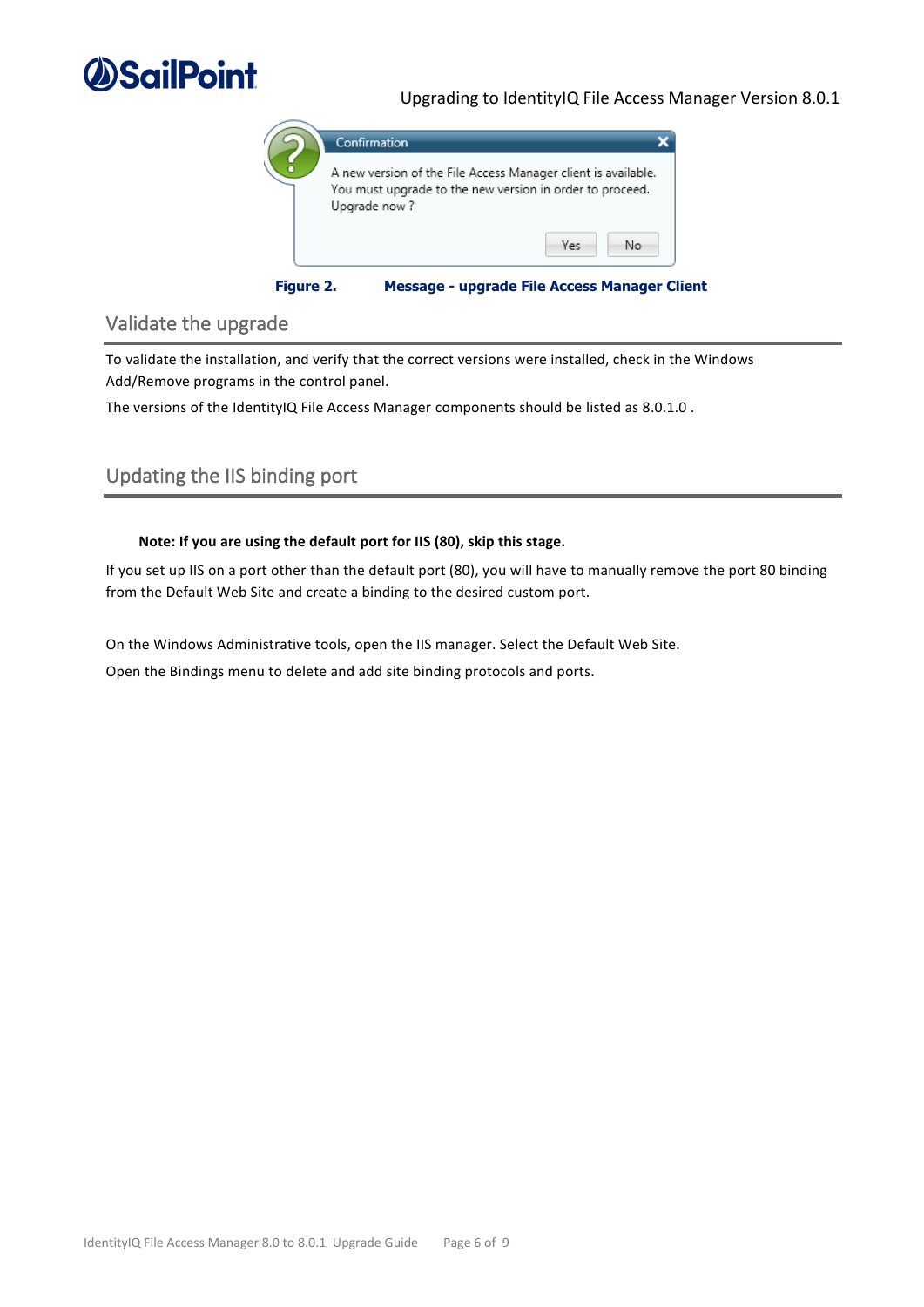Figure 2. Message - upgrade File Access Manager Client

## Validate the upgrade

To validate the installation, and verify that the correct versions were installed, check in the Windows Add/Remove programs in the control panel.

The versions of the IdentityIQ File Access Manager components should be listed as 8.0.1.0 .

## Updating the IIS binding port

**Note: If you are using the default port for IIS (80), skip this stage.**

If you set up IIS on a port other than the default port (80), you will have to manually remove the port 80 binding from the Default Web Site and create a binding to the desired custom port.

On the Windows Administrative tools, open the IIS manager. Select the Default Web Site.

Open the Bindings menu to delete and add site binding protocols and ports.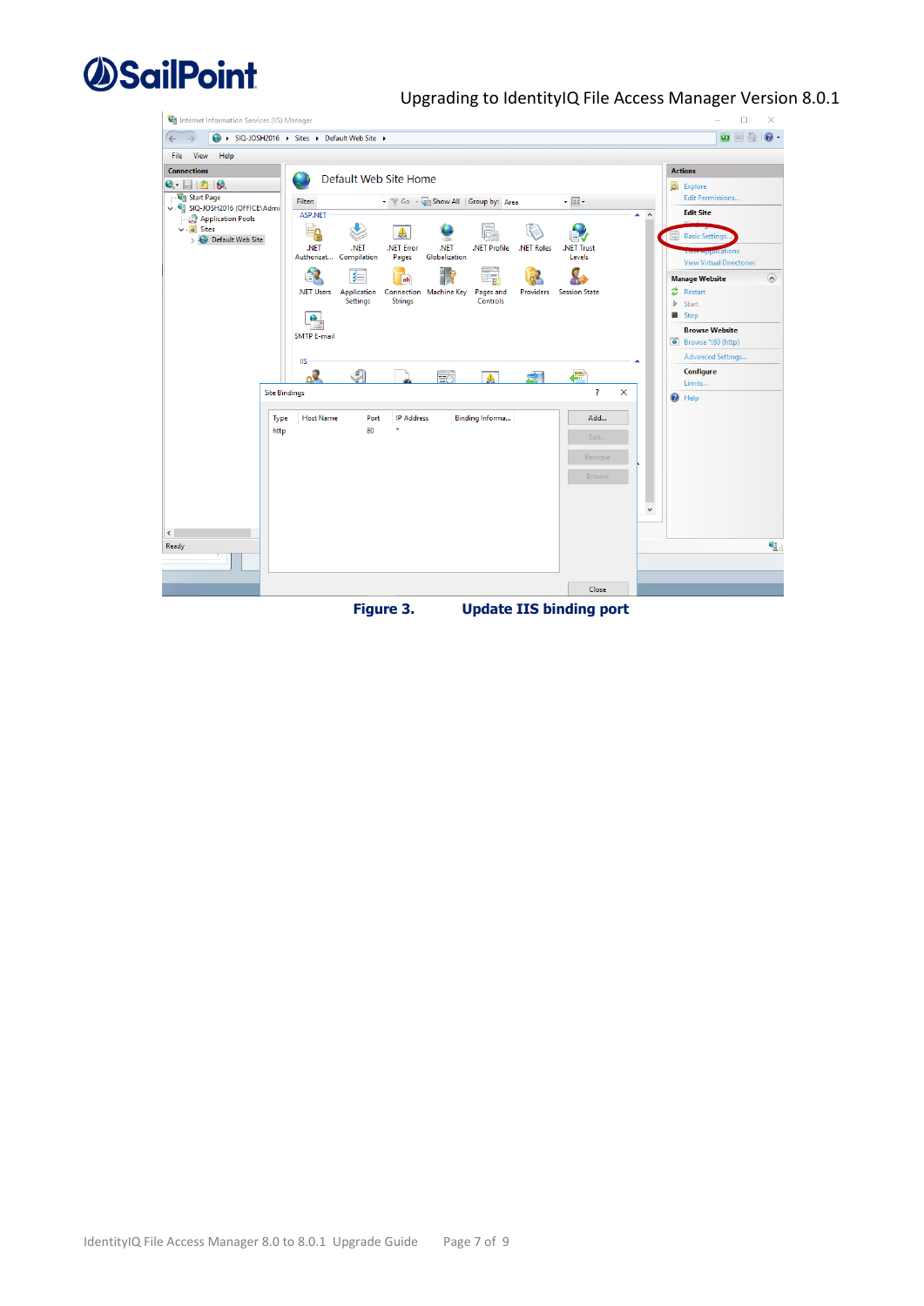**Figure 3. Update IIS binding port**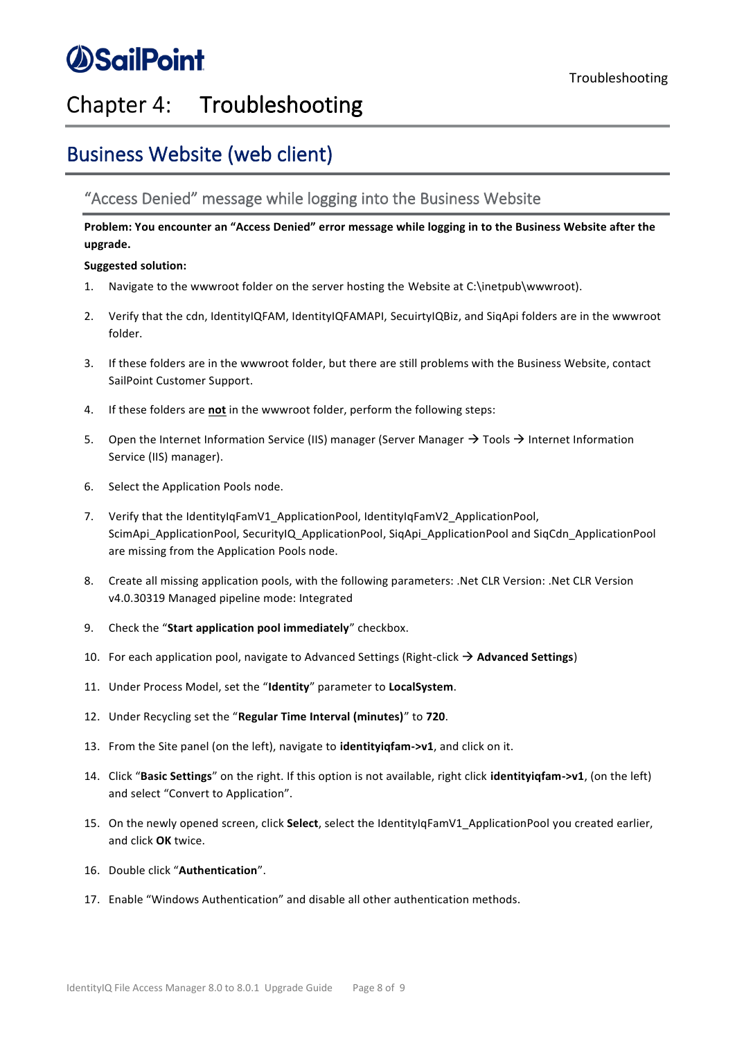# Chapter 4: Troubleshooting

## Business Website (web client)

### "Access Denied" message while logging into the Business Website

**Problem: You encounter an "Access Denied" error message while logging in to the Business Website after the upgrade.**

**Suggested solution:**

1. Navigate to the wwwroot folder on the server hosting the Website at C:\inetpub\wwwroot).
2. Verify that the cdn, IdentityIQFAM, IdentityIQFAMAPI, SecuirtyIQBiz, and SiqApi folders are in the wwwroot folder.
3. If these folders are in the wwwroot folder, but there are still problems with the Business Website, contact SailPoint Customer Support.
4. If these folders are **not** in the wwwroot folder, perform the following steps:
5. Open the Internet Information Service (IIS) manager (Server Manager → Tools → Internet Information Service (IIS) manager).
6. Select the Application Pools node.
7. Verify that the IdentityIqFamV1_ApplicationPool, IdentityIqFamV2_ApplicationPool, ScimApi_ApplicationPool, SecurityIQ_ApplicationPool, SiqApi_ApplicationPool and SiqCdn_ApplicationPool are missing from the Application Pools node.
8. Create all missing application pools, with the following parameters: .Net CLR Version: .Net CLR Version v4.0.30319 Managed pipeline mode: Integrated
9. Check the "**Start application pool immediately**" checkbox.
10. For each application pool, navigate to Advanced Settings (Right-click → **Advanced Settings**)
11. Under Process Model, set the "**Identity**" parameter to **LocalSystem**.
12. Under Recycling set the "**Regular Time Interval (minutes)**" to **720**.
13. From the Site panel (on the left), navigate to **identityiqfam->v1**, and click on it.
14. Click "**Basic Settings**" on the right. If this option is not available, right click **identityiqfam->v1**, (on the left) and select "Convert to Application".
15. On the newly opened screen, click **Select**, select the IdentityIqFamV1_ApplicationPool you created earlier, and click **OK** twice.
16. Double click "**Authentication**".
17. Enable "Windows Authentication" and disable all other authentication methods.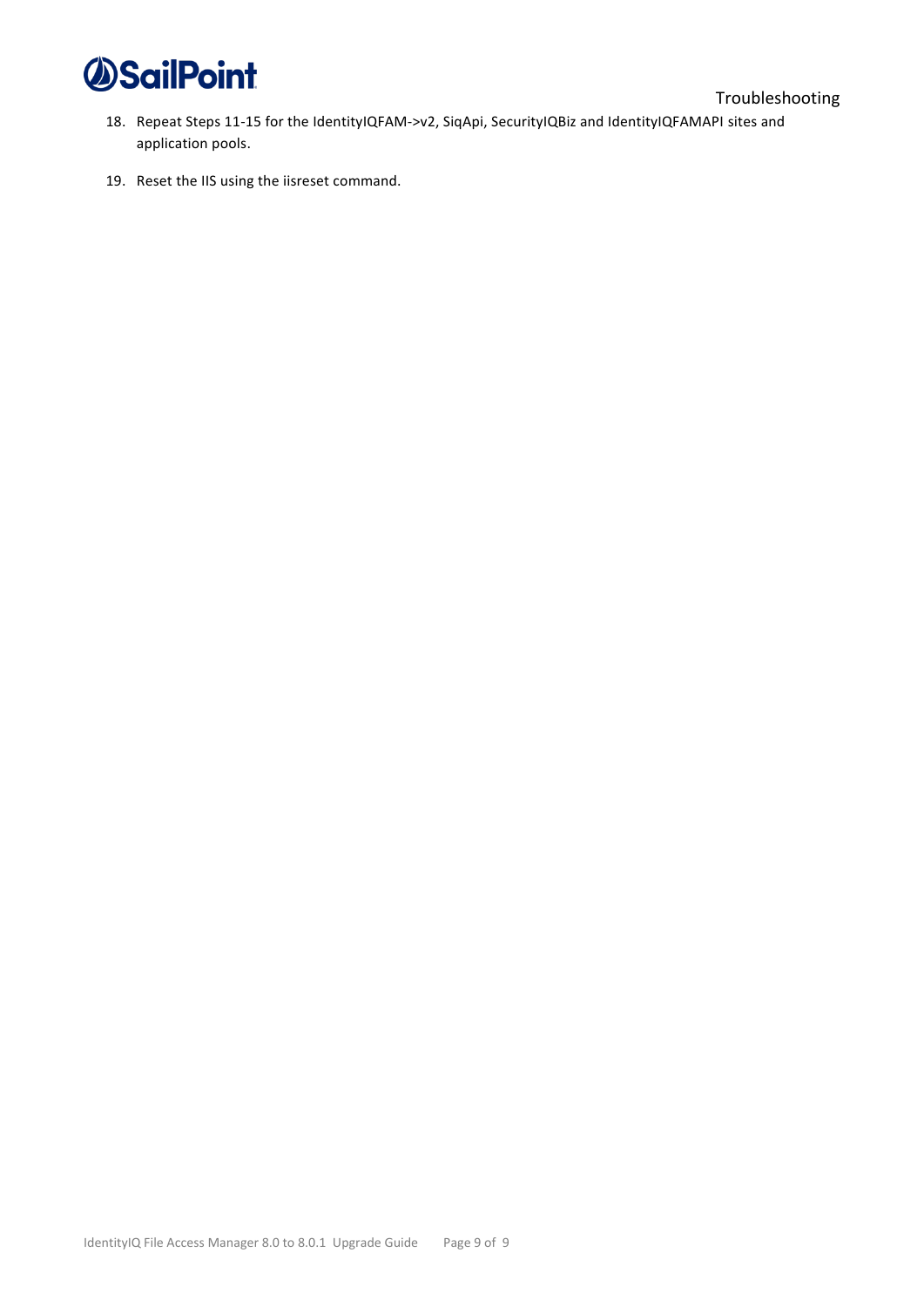18. Repeat Steps 11-15 for the IdentityIQFAM->v2, SiqApi, SecurityIQBiz and IdentityIQFAMAPI sites and application pools.

19. Reset the IIS using the iisreset command.